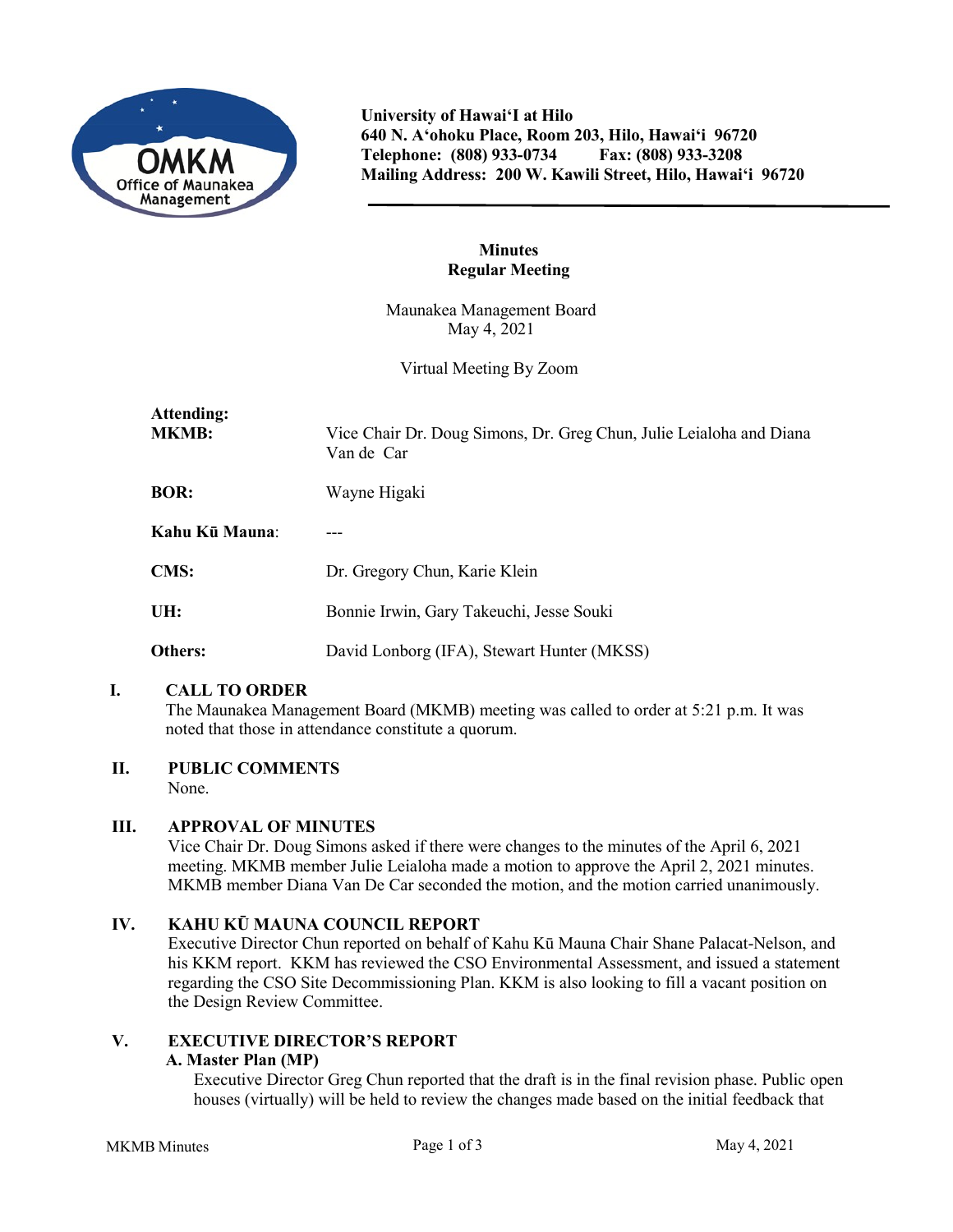**University of Hawai'I at Hilo**
**640 N. A'ohoku Place, Room 203, Hilo, Hawai'i 96720**
**Telephone: (808) 933-0734 Fax: (808) 933-3208**
**Mailing Address: 200 W. Kawili Street, Hilo, Hawai'i 96720**

# Minutes
## Regular Meeting

Maunakea Management Board
May 4, 2021

Virtual Meeting By Zoom

**Attending:**

| | |
|---|---|
| **MKMB:** | Vice Chair Dr. Doug Simons, Dr. Greg Chun, Julie Leialoha and Diana Van de Car |
| **BOR:** | Wayne Higaki |
| **Kahu Kū Mauna**: | --- |
| **CMS:** | Dr. Gregory Chun, Karie Klein |
| **UH:** | Bonnie Irwin, Gary Takeuchi, Jesse Souki |
| **Others:** | David Lonborg (IFA), Stewart Hunter (MKSS) |

**I. CALL TO ORDER**

The Maunakea Management Board (MKMB) meeting was called to order at 5:21 p.m. It was noted that those in attendance constitute a quorum.

**II. PUBLIC COMMENTS**

None.

**III. APPROVAL OF MINUTES**

Vice Chair Dr. Doug Simons asked if there were changes to the minutes of the April 6, 2021 meeting. MKMB member Julie Leialoha made a motion to approve the April 2, 2021 minutes. MKMB member Diana Van De Car seconded the motion, and the motion carried unanimously.

**IV. KAHU KŪ MAUNA COUNCIL REPORT**

Executive Director Chun reported on behalf of Kahu Kū Mauna Chair Shane Palacat-Nelson, and his KKM report. KKM has reviewed the CSO Environmental Assessment, and issued a statement regarding the CSO Site Decommissioning Plan. KKM is also looking to fill a vacant position on the Design Review Committee.

**V. EXECUTIVE DIRECTOR'S REPORT**

**A. Master Plan (MP)**

Executive Director Greg Chun reported that the draft is in the final revision phase. Public open houses (virtually) will be held to review the changes made based on the initial feedback that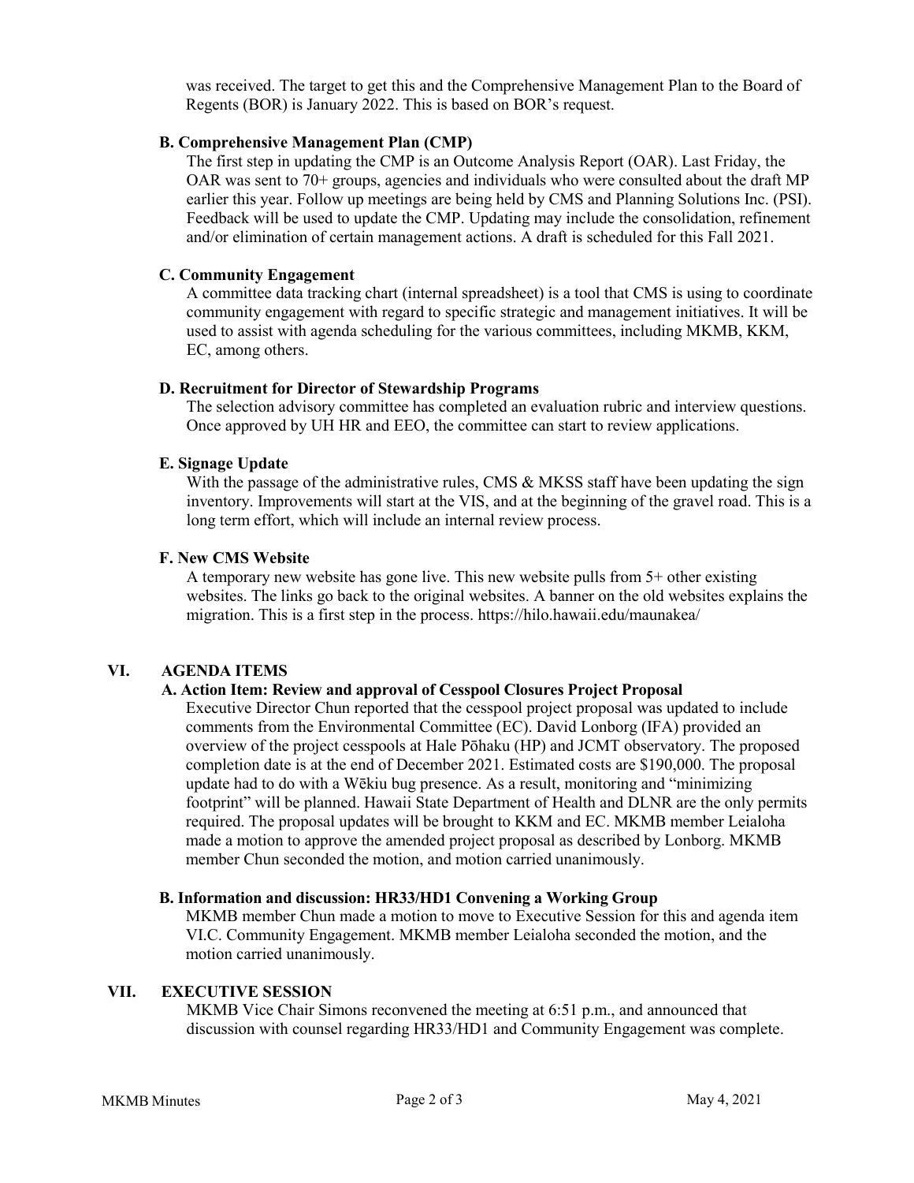was received. The target to get this and the Comprehensive Management Plan to the Board of Regents (BOR) is January 2022. This is based on BOR's request.

### B. Comprehensive Management Plan (CMP)

The first step in updating the CMP is an Outcome Analysis Report (OAR). Last Friday, the OAR was sent to 70+ groups, agencies and individuals who were consulted about the draft MP earlier this year. Follow up meetings are being held by CMS and Planning Solutions Inc. (PSI). Feedback will be used to update the CMP. Updating may include the consolidation, refinement and/or elimination of certain management actions. A draft is scheduled for this Fall 2021.

### C. Community Engagement

A committee data tracking chart (internal spreadsheet) is a tool that CMS is using to coordinate community engagement with regard to specific strategic and management initiatives. It will be used to assist with agenda scheduling for the various committees, including MKMB, KKM, EC, among others.

### D. Recruitment for Director of Stewardship Programs

The selection advisory committee has completed an evaluation rubric and interview questions. Once approved by UH HR and EEO, the committee can start to review applications.

### E. Signage Update

With the passage of the administrative rules, CMS & MKSS staff have been updating the sign inventory. Improvements will start at the VIS, and at the beginning of the gravel road. This is a long term effort, which will include an internal review process.

### F. New CMS Website

A temporary new website has gone live. This new website pulls from 5+ other existing websites. The links go back to the original websites. A banner on the old websites explains the migration. This is a first step in the process. https://hilo.hawaii.edu/maunakea/

## VI. AGENDA ITEMS

### A. Action Item: Review and approval of Cesspool Closures Project Proposal

Executive Director Chun reported that the cesspool project proposal was updated to include comments from the Environmental Committee (EC). David Lonborg (IFA) provided an overview of the project cesspools at Hale Pōhaku (HP) and JCMT observatory. The proposed completion date is at the end of December 2021. Estimated costs are $190,000. The proposal update had to do with a Wēkiu bug presence. As a result, monitoring and "minimizing footprint" will be planned. Hawaii State Department of Health and DLNR are the only permits required. The proposal updates will be brought to KKM and EC. MKMB member Leialoha made a motion to approve the amended project proposal as described by Lonborg. MKMB member Chun seconded the motion, and motion carried unanimously.

### B. Information and discussion: HR33/HD1 Convening a Working Group

MKMB member Chun made a motion to move to Executive Session for this and agenda item VI.C. Community Engagement. MKMB member Leialoha seconded the motion, and the motion carried unanimously.

## VII. EXECUTIVE SESSION

MKMB Vice Chair Simons reconvened the meeting at 6:51 p.m., and announced that discussion with counsel regarding HR33/HD1 and Community Engagement was complete.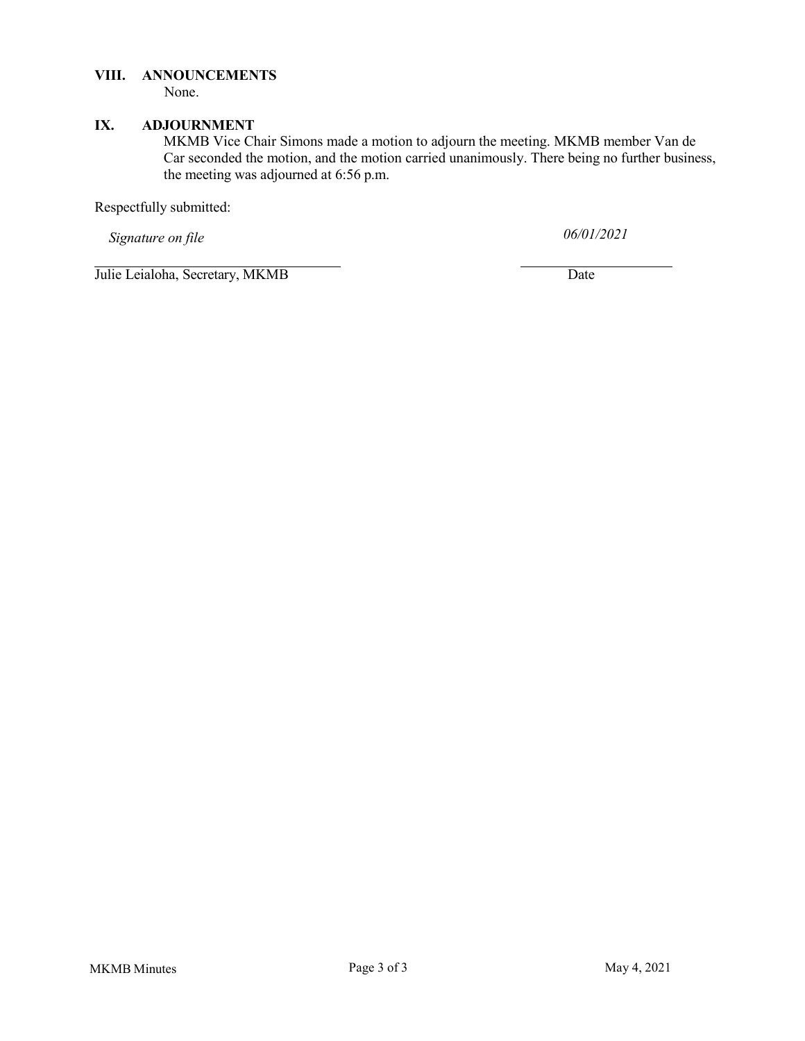## VIII. ANNOUNCEMENTS

None.

## IX. ADJOURNMENT

MKMB Vice Chair Simons made a motion to adjourn the meeting. MKMB member Van de Car seconded the motion, and the motion carried unanimously. There being no further business, the meeting was adjourned at 6:56 p.m.

Respectfully submitted:

*Signature on file* *06/01/2021*

Julie Leialoha, Secretary, MKMB Date